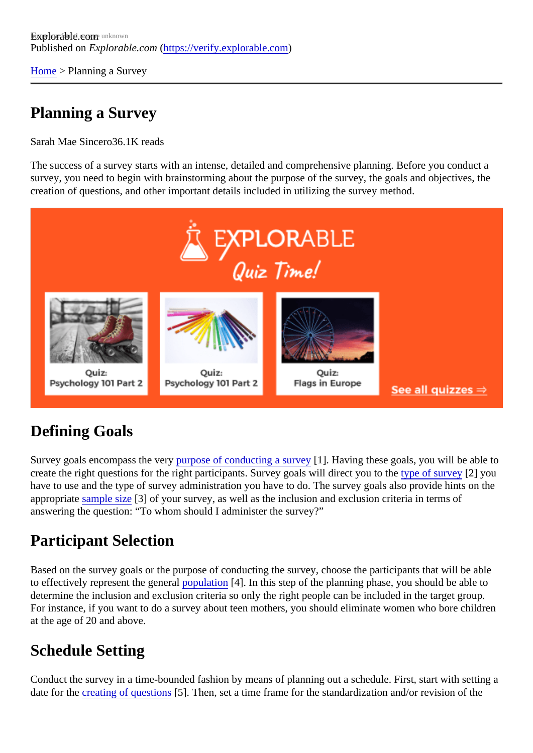Explorable.com
Published on *Explorable.com* (https://verify.explorable.com)

Home > Planning a Survey

# Planning a Survey

Sarah Mae Sincero36.1K reads

The success of a survey starts with an intense, detailed and comprehensive planning. Before you conduct a survey, you need to begin with brainstorming about the purpose of the survey, the goals and objectives, the creation of questions, and other important details included in utilizing the survey method.

## Defining Goals

Survey goals encompass the very purpose of conducting a survey [1]. Having these goals, you will be able to create the right questions for the right participants. Survey goals will direct you to the type of survey [2] you have to use and the type of survey administration you have to do. The survey goals also provide hints on the appropriate sample size [3] of your survey, as well as the inclusion and exclusion criteria in terms of answering the question: “To whom should I administer the survey?”

## Participant Selection

Based on the survey goals or the purpose of conducting the survey, choose the participants that will be able to effectively represent the general population [4]. In this step of the planning phase, you should be able to determine the inclusion and exclusion criteria so only the right people can be included in the target group. For instance, if you want to do a survey about teen mothers, you should eliminate women who bore children at the age of 20 and above.

## Schedule Setting

Conduct the survey in a time-bounded fashion by means of planning out a schedule. First, start with setting a date for the creating of questions [5]. Then, set a time frame for the standardization and/or revision of the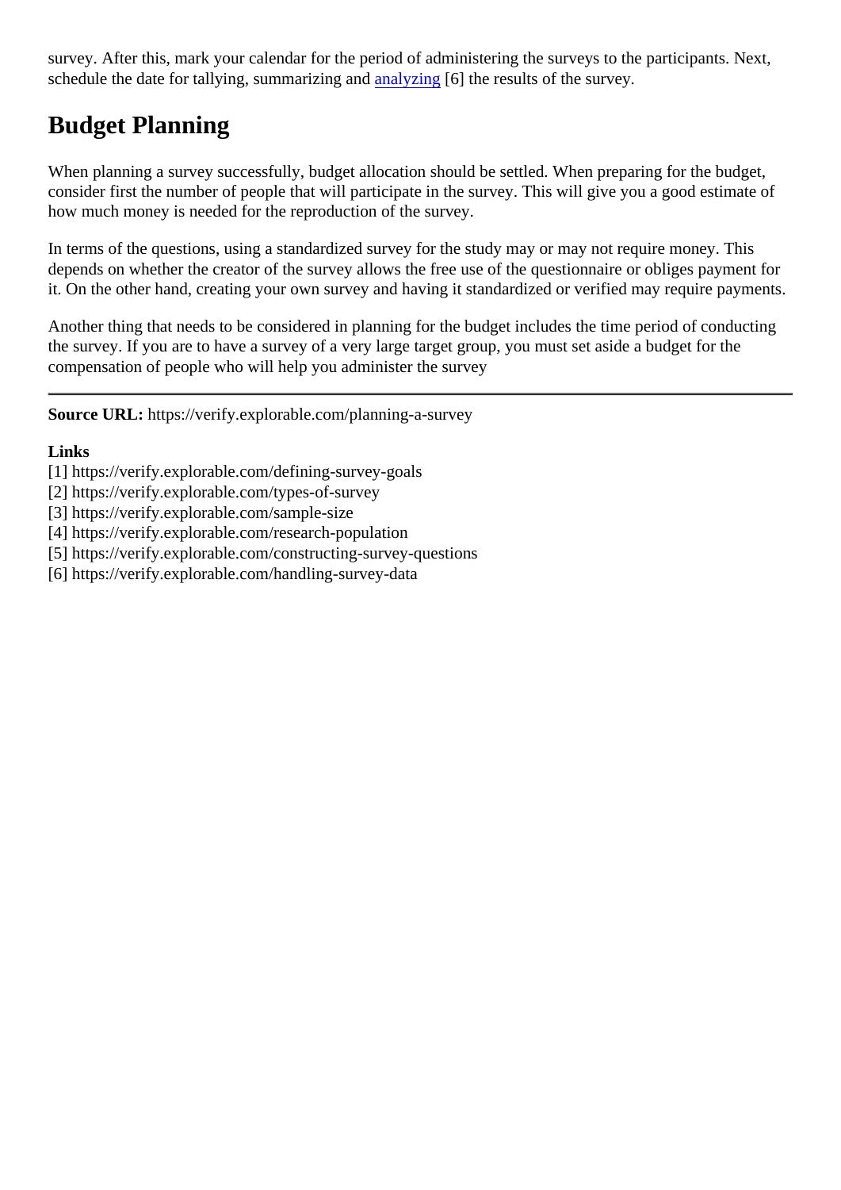survey. After this, mark your calendar for the period of administering the surveys to the participants. Next, schedule the date for tallying, summarizing and analyzing [6] the results of the survey.

## Budget Planning

When planning a survey successfully, budget allocation should be settled. When preparing for the budget, consider first the number of people that will participate in the survey. This will give you a good estimate of how much money is needed for the reproduction of the survey.

In terms of the questions, using a standardized survey for the study may or may not require money. This depends on whether the creator of the survey allows the free use of the questionnaire or obliges payment for it. On the other hand, creating your own survey and having it standardized or verified may require payments.

Another thing that needs to be considered in planning for the budget includes the time period of conducting the survey. If you are to have a survey of a very large target group, you must set aside a budget for the compensation of people who will help you administer the survey

---

**Source URL:** https://verify.explorable.com/planning-a-survey

**Links**
[1] https://verify.explorable.com/defining-survey-goals
[2] https://verify.explorable.com/types-of-survey
[3] https://verify.explorable.com/sample-size
[4] https://verify.explorable.com/research-population
[5] https://verify.explorable.com/constructing-survey-questions
[6] https://verify.explorable.com/handling-survey-data